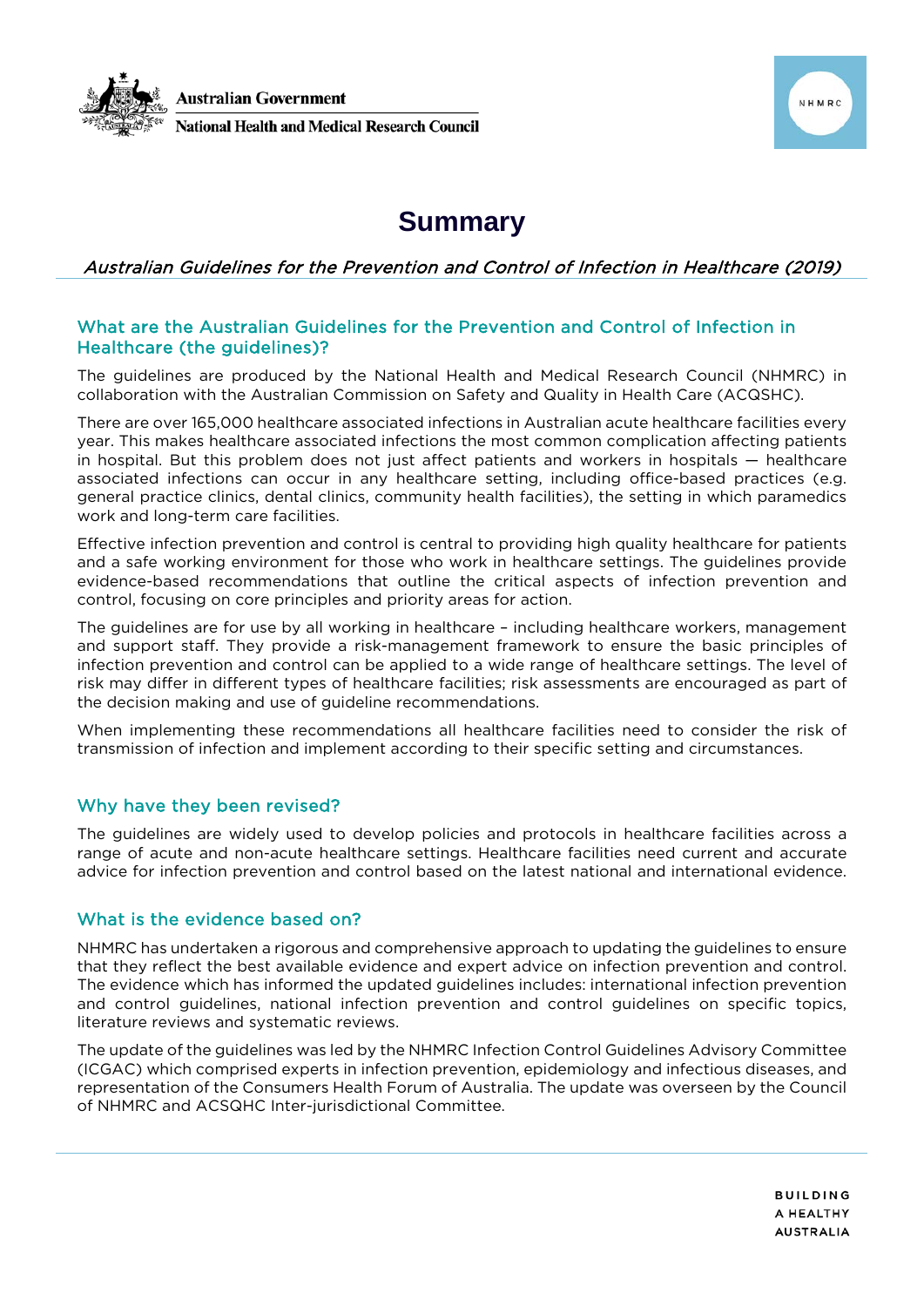Australian Government

National Health and Medical Research Council

# Summary

*Australian Guidelines for the Prevention and Control of Infection in Healthcare (2019)*

## What are the Australian Guidelines for the Prevention and Control of Infection in Healthcare (the guidelines)?

The guidelines are produced by the National Health and Medical Research Council (NHMRC) in collaboration with the Australian Commission on Safety and Quality in Health Care (ACQSHC).

There are over 165,000 healthcare associated infections in Australian acute healthcare facilities every year. This makes healthcare associated infections the most common complication affecting patients in hospital. But this problem does not just affect patients and workers in hospitals — healthcare associated infections can occur in any healthcare setting, including office-based practices (e.g. general practice clinics, dental clinics, community health facilities), the setting in which paramedics work and long-term care facilities.

Effective infection prevention and control is central to providing high quality healthcare for patients and a safe working environment for those who work in healthcare settings. The guidelines provide evidence-based recommendations that outline the critical aspects of infection prevention and control, focusing on core principles and priority areas for action.

The guidelines are for use by all working in healthcare – including healthcare workers, management and support staff. They provide a risk-management framework to ensure the basic principles of infection prevention and control can be applied to a wide range of healthcare settings. The level of risk may differ in different types of healthcare facilities; risk assessments are encouraged as part of the decision making and use of guideline recommendations.

When implementing these recommendations all healthcare facilities need to consider the risk of transmission of infection and implement according to their specific setting and circumstances.

## Why have they been revised?

The guidelines are widely used to develop policies and protocols in healthcare facilities across a range of acute and non-acute healthcare settings. Healthcare facilities need current and accurate advice for infection prevention and control based on the latest national and international evidence.

## What is the evidence based on?

NHMRC has undertaken a rigorous and comprehensive approach to updating the guidelines to ensure that they reflect the best available evidence and expert advice on infection prevention and control. The evidence which has informed the updated guidelines includes: international infection prevention and control guidelines, national infection prevention and control guidelines on specific topics, literature reviews and systematic reviews.

The update of the guidelines was led by the NHMRC Infection Control Guidelines Advisory Committee (ICGAC) which comprised experts in infection prevention, epidemiology and infectious diseases, and representation of the Consumers Health Forum of Australia. The update was overseen by the Council of NHMRC and ACSQHC Inter-jurisdictional Committee.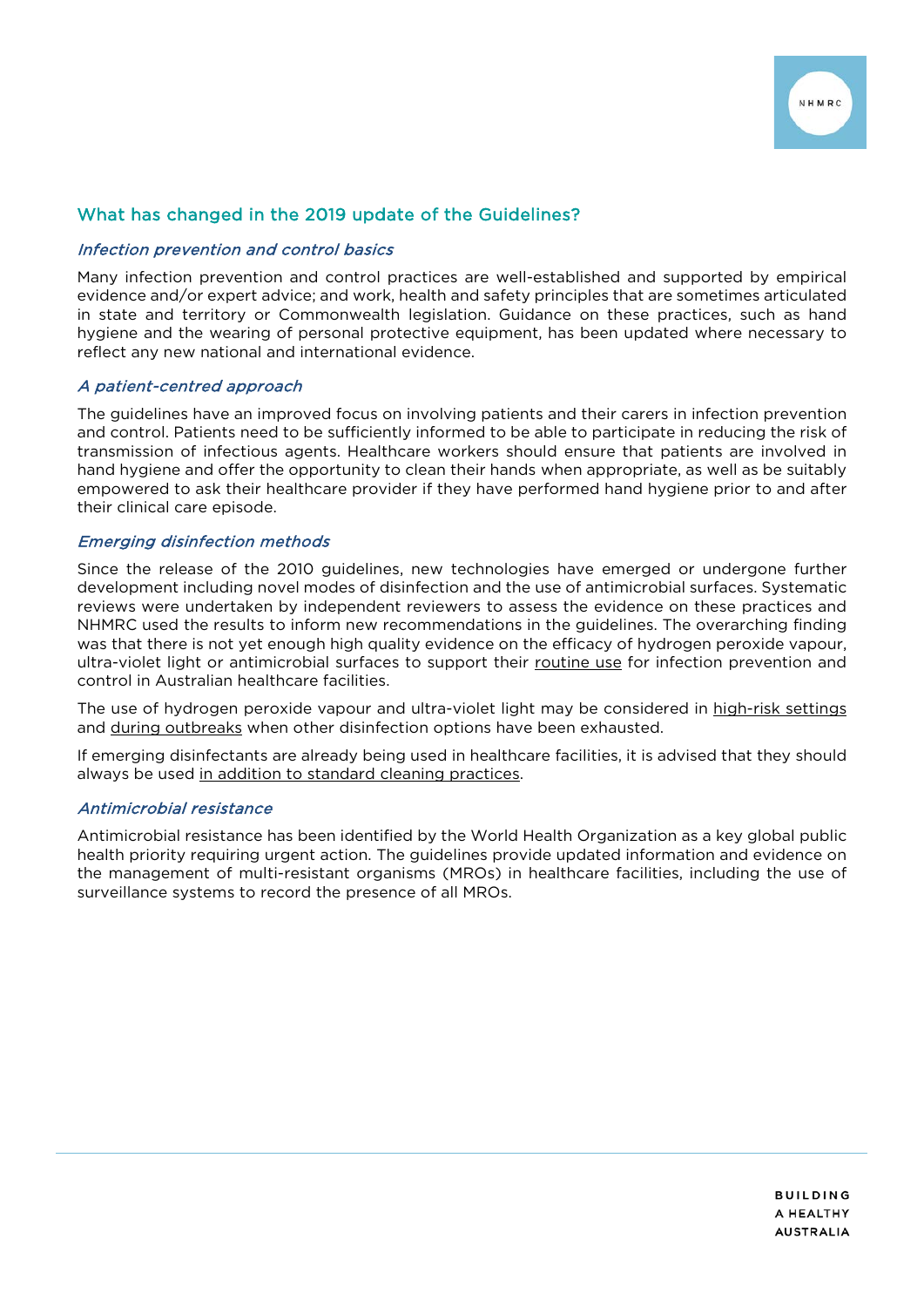## What has changed in the 2019 update of the Guidelines?

### *Infection prevention and control basics*

Many infection prevention and control practices are well-established and supported by empirical evidence and/or expert advice; and work, health and safety principles that are sometimes articulated in state and territory or Commonwealth legislation. Guidance on these practices, such as hand hygiene and the wearing of personal protective equipment, has been updated where necessary to reflect any new national and international evidence.

### *A patient-centred approach*

The guidelines have an improved focus on involving patients and their carers in infection prevention and control. Patients need to be sufficiently informed to be able to participate in reducing the risk of transmission of infectious agents. Healthcare workers should ensure that patients are involved in hand hygiene and offer the opportunity to clean their hands when appropriate, as well as be suitably empowered to ask their healthcare provider if they have performed hand hygiene prior to and after their clinical care episode.

### *Emerging disinfection methods*

Since the release of the 2010 guidelines, new technologies have emerged or undergone further development including novel modes of disinfection and the use of antimicrobial surfaces. Systematic reviews were undertaken by independent reviewers to assess the evidence on these practices and NHMRC used the results to inform new recommendations in the guidelines. The overarching finding was that there is not yet enough high quality evidence on the efficacy of hydrogen peroxide vapour, ultra-violet light or antimicrobial surfaces to support their routine use for infection prevention and control in Australian healthcare facilities.

The use of hydrogen peroxide vapour and ultra-violet light may be considered in high-risk settings and during outbreaks when other disinfection options have been exhausted.

If emerging disinfectants are already being used in healthcare facilities, it is advised that they should always be used in addition to standard cleaning practices.

### *Antimicrobial resistance*

Antimicrobial resistance has been identified by the World Health Organization as a key global public health priority requiring urgent action. The guidelines provide updated information and evidence on the management of multi-resistant organisms (MROs) in healthcare facilities, including the use of surveillance systems to record the presence of all MROs.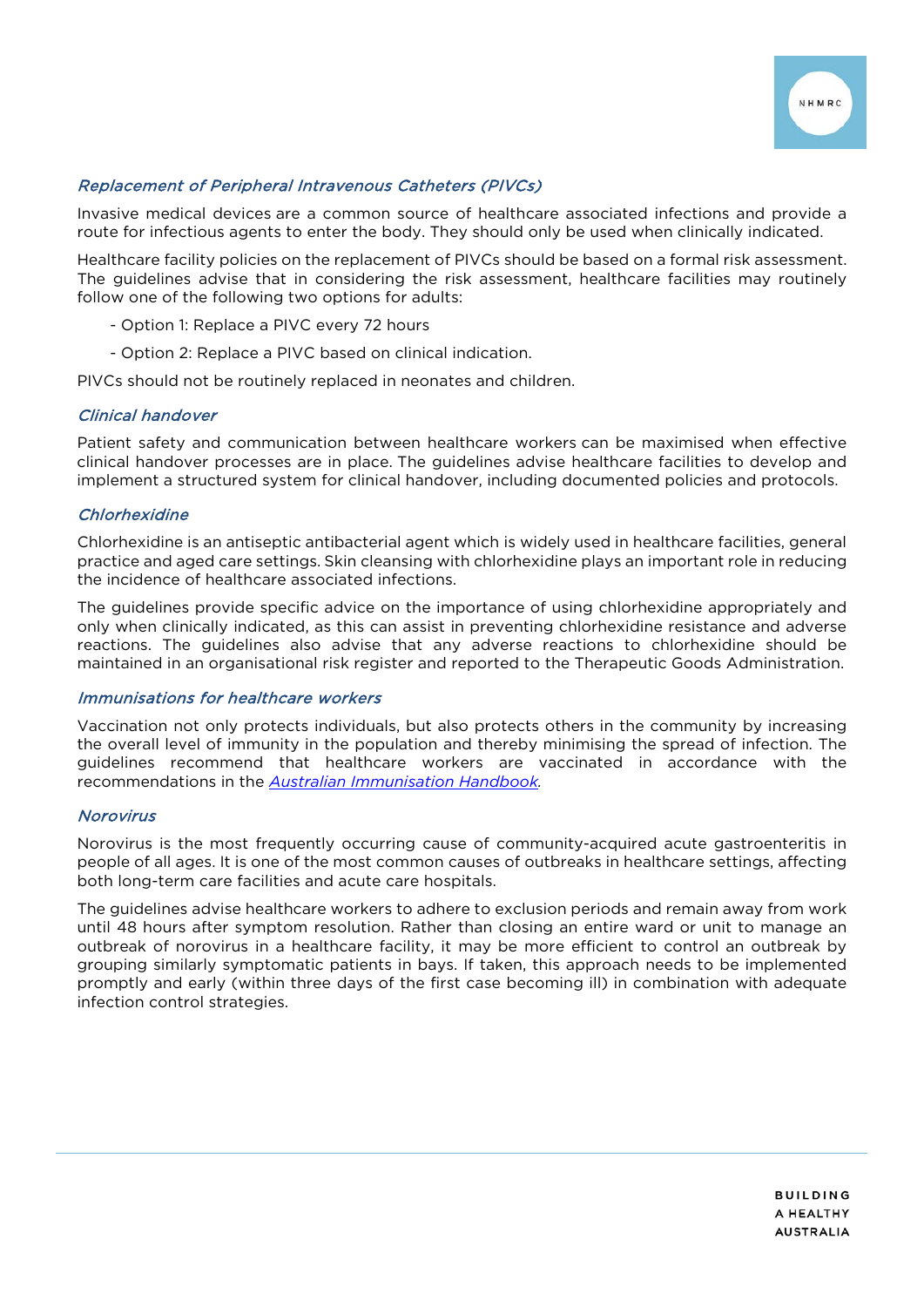### *Replacement of Peripheral Intravenous Catheters (PIVCs)*

Invasive medical devices are a common source of healthcare associated infections and provide a route for infectious agents to enter the body. They should only be used when clinically indicated.

Healthcare facility policies on the replacement of PIVCs should be based on a formal risk assessment. The guidelines advise that in considering the risk assessment, healthcare facilities may routinely follow one of the following two options for adults:

- Option 1: Replace a PIVC every 72 hours
- Option 2: Replace a PIVC based on clinical indication.

PIVCs should not be routinely replaced in neonates and children.

### *Clinical handover*

Patient safety and communication between healthcare workers can be maximised when effective clinical handover processes are in place. The guidelines advise healthcare facilities to develop and implement a structured system for clinical handover, including documented policies and protocols.

### *Chlorhexidine*

Chlorhexidine is an antiseptic antibacterial agent which is widely used in healthcare facilities, general practice and aged care settings. Skin cleansing with chlorhexidine plays an important role in reducing the incidence of healthcare associated infections.

The guidelines provide specific advice on the importance of using chlorhexidine appropriately and only when clinically indicated, as this can assist in preventing chlorhexidine resistance and adverse reactions. The guidelines also advise that any adverse reactions to chlorhexidine should be maintained in an organisational risk register and reported to the Therapeutic Goods Administration.

### *Immunisations for healthcare workers*

Vaccination not only protects individuals, but also protects others in the community by increasing the overall level of immunity in the population and thereby minimising the spread of infection. The guidelines recommend that healthcare workers are vaccinated in accordance with the recommendations in the *Australian Immunisation Handbook*.

### *Norovirus*

Norovirus is the most frequently occurring cause of community-acquired acute gastroenteritis in people of all ages. It is one of the most common causes of outbreaks in healthcare settings, affecting both long-term care facilities and acute care hospitals.

The guidelines advise healthcare workers to adhere to exclusion periods and remain away from work until 48 hours after symptom resolution. Rather than closing an entire ward or unit to manage an outbreak of norovirus in a healthcare facility, it may be more efficient to control an outbreak by grouping similarly symptomatic patients in bays. If taken, this approach needs to be implemented promptly and early (within three days of the first case becoming ill) in combination with adequate infection control strategies.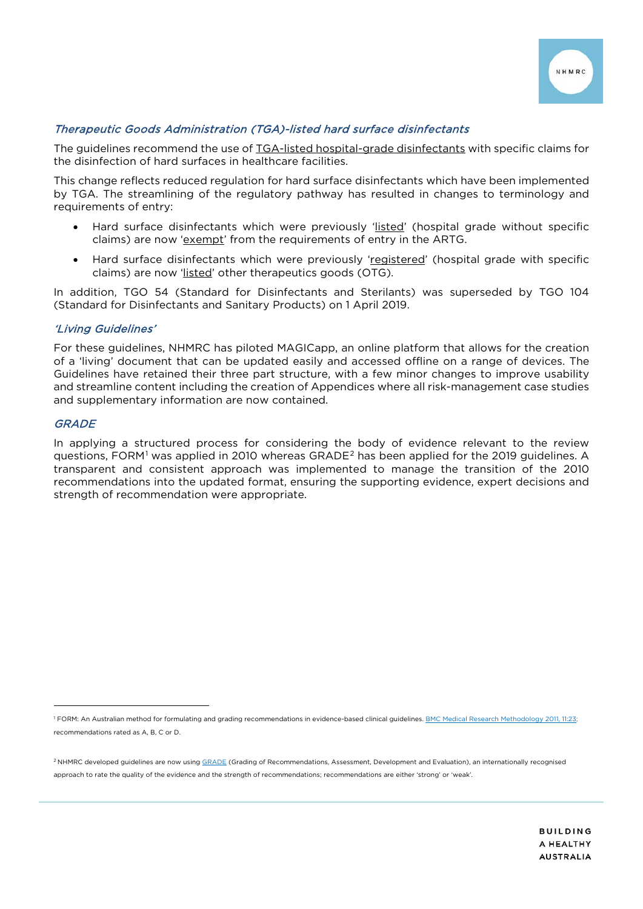### *Therapeutic Goods Administration (TGA)-listed hard surface disinfectants*

The guidelines recommend the use of TGA-listed hospital-grade disinfectants with specific claims for the disinfection of hard surfaces in healthcare facilities.

This change reflects reduced regulation for hard surface disinfectants which have been implemented by TGA. The streamlining of the regulatory pathway has resulted in changes to terminology and requirements of entry:

- Hard surface disinfectants which were previously 'listed' (hospital grade without specific claims) are now 'exempt' from the requirements of entry in the ARTG.
- Hard surface disinfectants which were previously 'registered' (hospital grade with specific claims) are now 'listed' other therapeutics goods (OTG).

In addition, TGO 54 (Standard for Disinfectants and Sterilants) was superseded by TGO 104 (Standard for Disinfectants and Sanitary Products) on 1 April 2019.

### *'Living Guidelines'*

For these guidelines, NHMRC has piloted MAGICapp, an online platform that allows for the creation of a 'living' document that can be updated easily and accessed offline on a range of devices. The Guidelines have retained their three part structure, with a few minor changes to improve usability and streamline content including the creation of Appendices where all risk-management case studies and supplementary information are now contained.

### *GRADE*

In applying a structured process for considering the body of evidence relevant to the review questions, FORM[1] was applied in 2010 whereas GRADE[2] has been applied for the 2019 guidelines. A transparent and consistent approach was implemented to manage the transition of the 2010 recommendations into the updated format, ensuring the supporting evidence, expert decisions and strength of recommendation were appropriate.

---

[1] FORM: An Australian method for formulating and grading recommendations in evidence-based clinical guidelines. BMC Medical Research Methodology 2011, 11:23; recommendations rated as A, B, C or D.

[2] NHMRC developed guidelines are now using GRADE (Grading of Recommendations, Assessment, Development and Evaluation), an internationally recognised approach to rate the quality of the evidence and the strength of recommendations; recommendations are either 'strong' or 'weak'.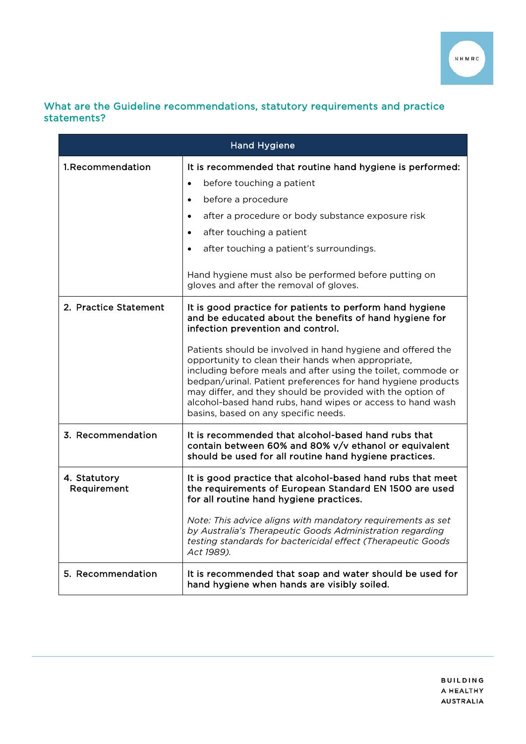## What are the Guideline recommendations, statutory requirements and practice statements?

| Hand Hygiene | |
|---|---|
| 1.Recommendation | **It is recommended that routine hand hygiene is performed:**<br>• before touching a patient<br>• before a procedure<br>• after a procedure or body substance exposure risk<br>• after touching a patient<br>• after touching a patient's surroundings.<br><br>Hand hygiene must also be performed before putting on gloves and after the removal of gloves. |
| 2. Practice Statement | **It is good practice for patients to perform hand hygiene and be educated about the benefits of hand hygiene for infection prevention and control.**<br><br>Patients should be involved in hand hygiene and offered the opportunity to clean their hands when appropriate, including before meals and after using the toilet, commode or bedpan/urinal. Patient preferences for hand hygiene products may differ, and they should be provided with the option of alcohol-based hand rubs, hand wipes or access to hand wash basins, based on any specific needs. |
| 3. Recommendation | **It is recommended that alcohol-based hand rubs that contain between 60% and 80% v/v ethanol or equivalent should be used for all routine hand hygiene practices.** |
| 4. Statutory Requirement | **It is good practice that alcohol-based hand rubs that meet the requirements of European Standard EN 1500 are used for all routine hand hygiene practices.**<br><br>*Note: This advice aligns with mandatory requirements as set by Australia's Therapeutic Goods Administration regarding testing standards for bactericidal effect (Therapeutic Goods Act 1989).* |
| 5. Recommendation | **It is recommended that soap and water should be used for hand hygiene when hands are visibly soiled.** |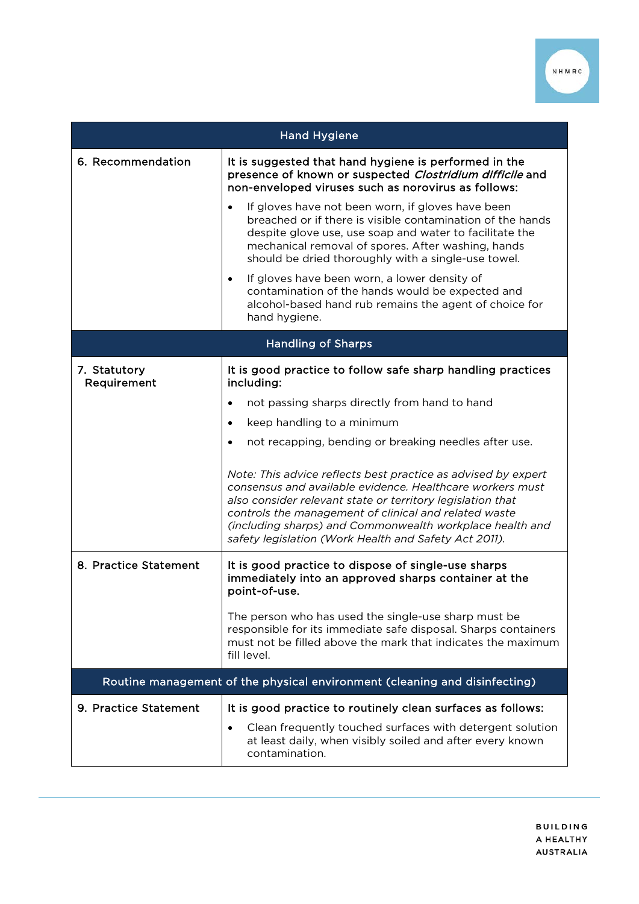| Hand Hygiene | |
|---|---|
| 6. Recommendation | **It is suggested that hand hygiene is performed in the presence of known or suspected *Clostridium difficile* and non-enveloped viruses such as norovirus as follows:**<br><br>• If gloves have not been worn, if gloves have been breached or if there is visible contamination of the hands despite glove use, use soap and water to facilitate the mechanical removal of spores. After washing, hands should be dried thoroughly with a single-use towel.<br><br>• If gloves have been worn, a lower density of contamination of the hands would be expected and alcohol-based hand rub remains the agent of choice for hand hygiene. |
| **Handling of Sharps** | |
| 7. Statutory Requirement | **It is good practice to follow safe sharp handling practices including:**<br><br>• not passing sharps directly from hand to hand<br>• keep handling to a minimum<br>• not recapping, bending or breaking needles after use.<br><br>*Note: This advice reflects best practice as advised by expert consensus and available evidence. Healthcare workers must also consider relevant state or territory legislation that controls the management of clinical and related waste (including sharps) and Commonwealth workplace health and safety legislation (Work Health and Safety Act 2011).* |
| 8. Practice Statement | **It is good practice to dispose of single-use sharps immediately into an approved sharps container at the point-of-use.**<br><br>The person who has used the single-use sharp must be responsible for its immediate safe disposal. Sharps containers must not be filled above the mark that indicates the maximum fill level. |
| **Routine management of the physical environment (cleaning and disinfecting)** | |
| 9. Practice Statement | **It is good practice to routinely clean surfaces as follows:**<br><br>• Clean frequently touched surfaces with detergent solution at least daily, when visibly soiled and after every known contamination. |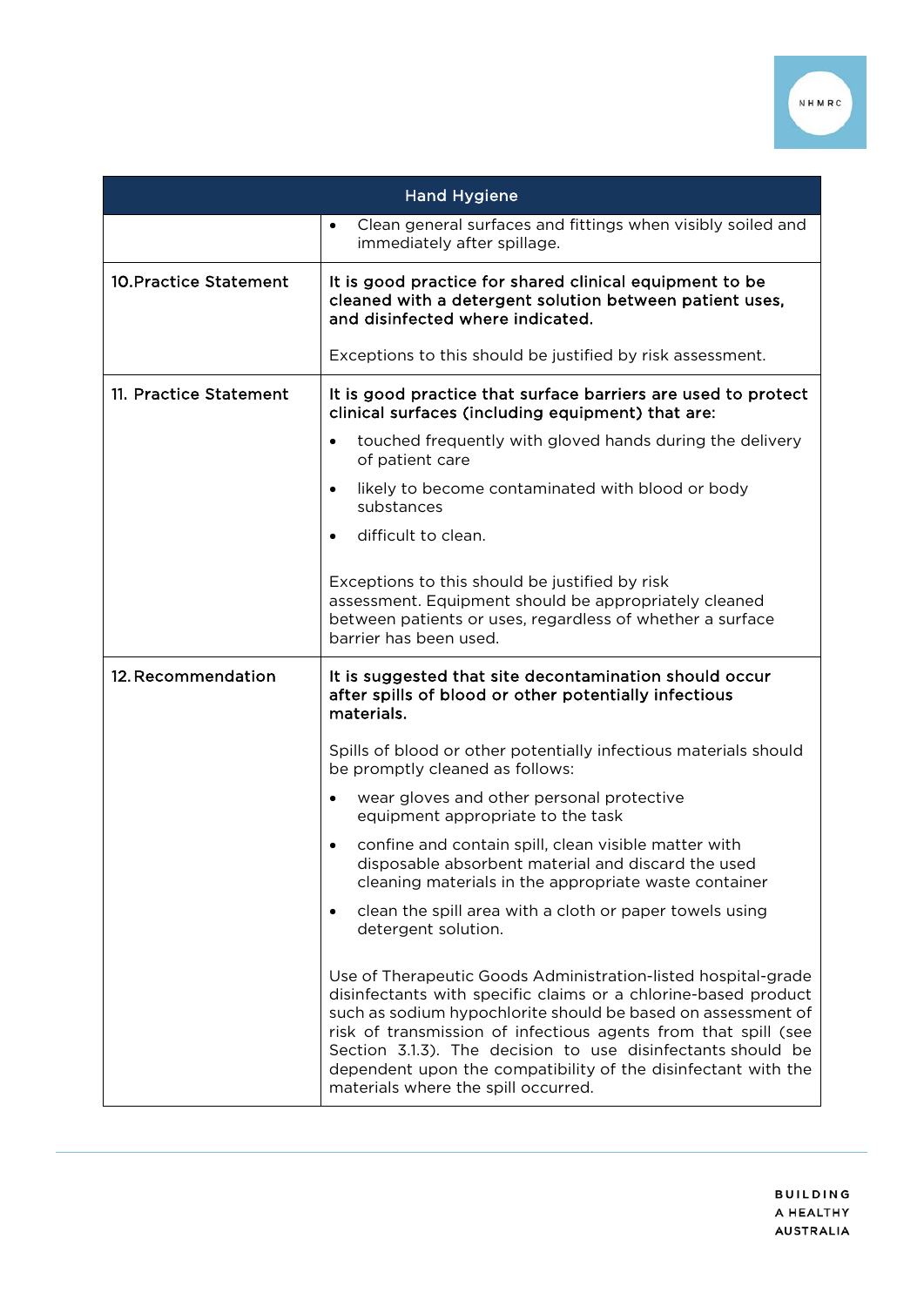| Hand Hygiene | |
|---|---|
| | • Clean general surfaces and fittings when visibly soiled and immediately after spillage. |
| 10. Practice Statement | **It is good practice for shared clinical equipment to be cleaned with a detergent solution between patient uses, and disinfected where indicated.**<br><br>Exceptions to this should be justified by risk assessment. |
| 11. Practice Statement | **It is good practice that surface barriers are used to protect clinical surfaces (including equipment) that are:**<br>• touched frequently with gloved hands during the delivery of patient care<br>• likely to become contaminated with blood or body substances<br>• difficult to clean.<br><br>Exceptions to this should be justified by risk assessment. Equipment should be appropriately cleaned between patients or uses, regardless of whether a surface barrier has been used. |
| 12. Recommendation | **It is suggested that site decontamination should occur after spills of blood or other potentially infectious materials.**<br><br>Spills of blood or other potentially infectious materials should be promptly cleaned as follows:<br>• wear gloves and other personal protective equipment appropriate to the task<br>• confine and contain spill, clean visible matter with disposable absorbent material and discard the used cleaning materials in the appropriate waste container<br>• clean the spill area with a cloth or paper towels using detergent solution.<br><br>Use of Therapeutic Goods Administration-listed hospital-grade disinfectants with specific claims or a chlorine-based product such as sodium hypochlorite should be based on assessment of risk of transmission of infectious agents from that spill (see Section 3.1.3). The decision to use disinfectants should be dependent upon the compatibility of the disinfectant with the materials where the spill occurred. |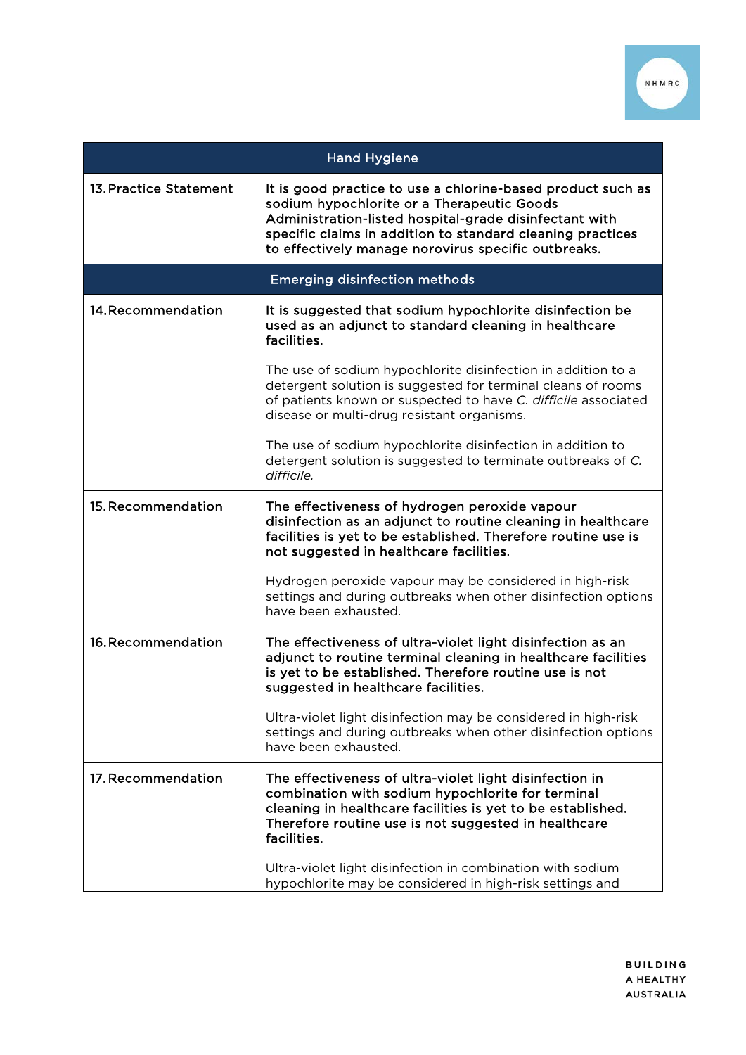| Hand Hygiene | |
|---|---|
| 13. Practice Statement | **It is good practice to use a chlorine-based product such as sodium hypochlorite or a Therapeutic Goods Administration-listed hospital-grade disinfectant with specific claims in addition to standard cleaning practices to effectively manage norovirus specific outbreaks.** |
| **Emerging disinfection methods** | |
| 14. Recommendation | **It is suggested that sodium hypochlorite disinfection be used as an adjunct to standard cleaning in healthcare facilities.**<br><br>The use of sodium hypochlorite disinfection in addition to a detergent solution is suggested for terminal cleans of rooms of patients known or suspected to have *C. difficile* associated disease or multi-drug resistant organisms.<br><br>The use of sodium hypochlorite disinfection in addition to detergent solution is suggested to terminate outbreaks of *C. difficile.* |
| 15. Recommendation | **The effectiveness of hydrogen peroxide vapour disinfection as an adjunct to routine cleaning in healthcare facilities is yet to be established. Therefore routine use is not suggested in healthcare facilities.**<br><br>Hydrogen peroxide vapour may be considered in high-risk settings and during outbreaks when other disinfection options have been exhausted. |
| 16. Recommendation | **The effectiveness of ultra-violet light disinfection as an adjunct to routine terminal cleaning in healthcare facilities is yet to be established. Therefore routine use is not suggested in healthcare facilities.**<br><br>Ultra-violet light disinfection may be considered in high-risk settings and during outbreaks when other disinfection options have been exhausted. |
| 17. Recommendation | **The effectiveness of ultra-violet light disinfection in combination with sodium hypochlorite for terminal cleaning in healthcare facilities is yet to be established. Therefore routine use is not suggested in healthcare facilities.**<br><br>Ultra-violet light disinfection in combination with sodium hypochlorite may be considered in high-risk settings and |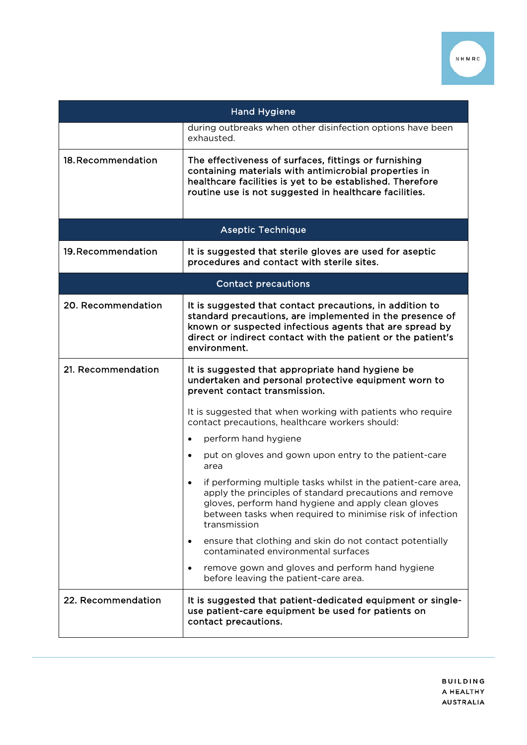| Hand Hygiene | |
|---|---|
| | during outbreaks when other disinfection options have been exhausted. |
| 18. Recommendation | **The effectiveness of surfaces, fittings or furnishing containing materials with antimicrobial properties in healthcare facilities is yet to be established. Therefore routine use is not suggested in healthcare facilities.** |
| **Aseptic Technique** | |
| 19. Recommendation | **It is suggested that sterile gloves are used for aseptic procedures and contact with sterile sites.** |
| **Contact precautions** | |
| 20. Recommendation | **It is suggested that contact precautions, in addition to standard precautions, are implemented in the presence of known or suspected infectious agents that are spread by direct or indirect contact with the patient or the patient's environment.** |
| 21. Recommendation | **It is suggested that appropriate hand hygiene be undertaken and personal protective equipment worn to prevent contact transmission.**<br><br>It is suggested that when working with patients who require contact precautions, healthcare workers should:<br>• perform hand hygiene<br>• put on gloves and gown upon entry to the patient-care area<br>• if performing multiple tasks whilst in the patient-care area, apply the principles of standard precautions and remove gloves, perform hand hygiene and apply clean gloves between tasks when required to minimise risk of infection transmission<br>• ensure that clothing and skin do not contact potentially contaminated environmental surfaces<br>• remove gown and gloves and perform hand hygiene before leaving the patient-care area. |
| 22. Recommendation | **It is suggested that patient-dedicated equipment or single-use patient-care equipment be used for patients on contact precautions.** |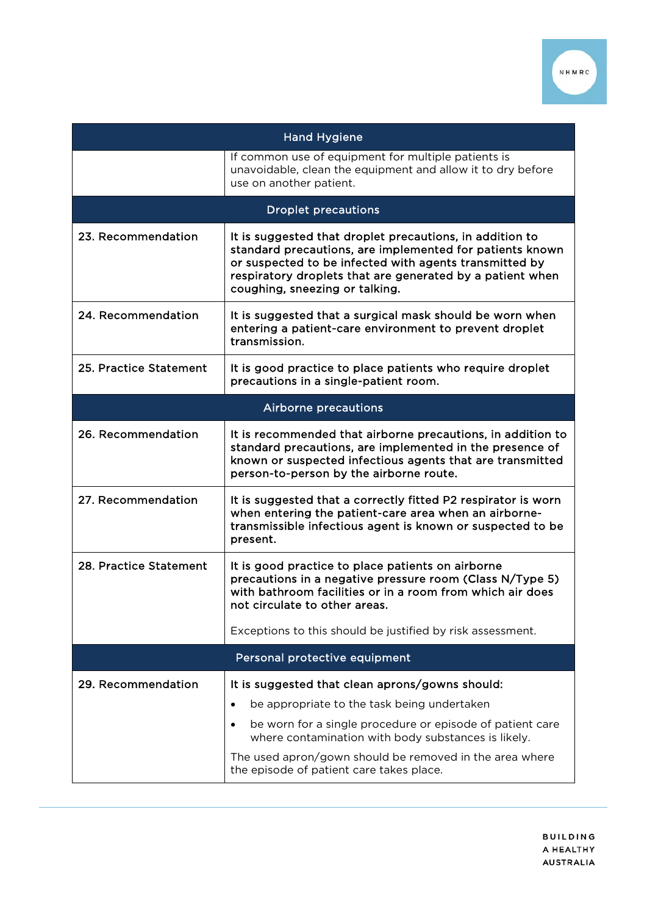| Hand Hygiene | |
|---|---|
| | If common use of equipment for multiple patients is unavoidable, clean the equipment and allow it to dry before use on another patient. |
| **Droplet precautions** | |
| 23. Recommendation | **It is suggested that droplet precautions, in addition to standard precautions, are implemented for patients known or suspected to be infected with agents transmitted by respiratory droplets that are generated by a patient when coughing, sneezing or talking.** |
| 24. Recommendation | **It is suggested that a surgical mask should be worn when entering a patient-care environment to prevent droplet transmission.** |
| 25. Practice Statement | **It is good practice to place patients who require droplet precautions in a single-patient room.** |
| **Airborne precautions** | |
| 26. Recommendation | **It is recommended that airborne precautions, in addition to standard precautions, are implemented in the presence of known or suspected infectious agents that are transmitted person-to-person by the airborne route.** |
| 27. Recommendation | **It is suggested that a correctly fitted P2 respirator is worn when entering the patient-care area when an airborne-transmissible infectious agent is known or suspected to be present.** |
| 28. Practice Statement | **It is good practice to place patients on airborne precautions in a negative pressure room (Class N/Type 5) with bathroom facilities or in a room from which air does not circulate to other areas.**<br><br>Exceptions to this should be justified by risk assessment. |
| **Personal protective equipment** | |
| 29. Recommendation | It is suggested that clean aprons/gowns should:<br>• be appropriate to the task being undertaken<br>• be worn for a single procedure or episode of patient care where contamination with body substances is likely.<br><br>The used apron/gown should be removed in the area where the episode of patient care takes place. |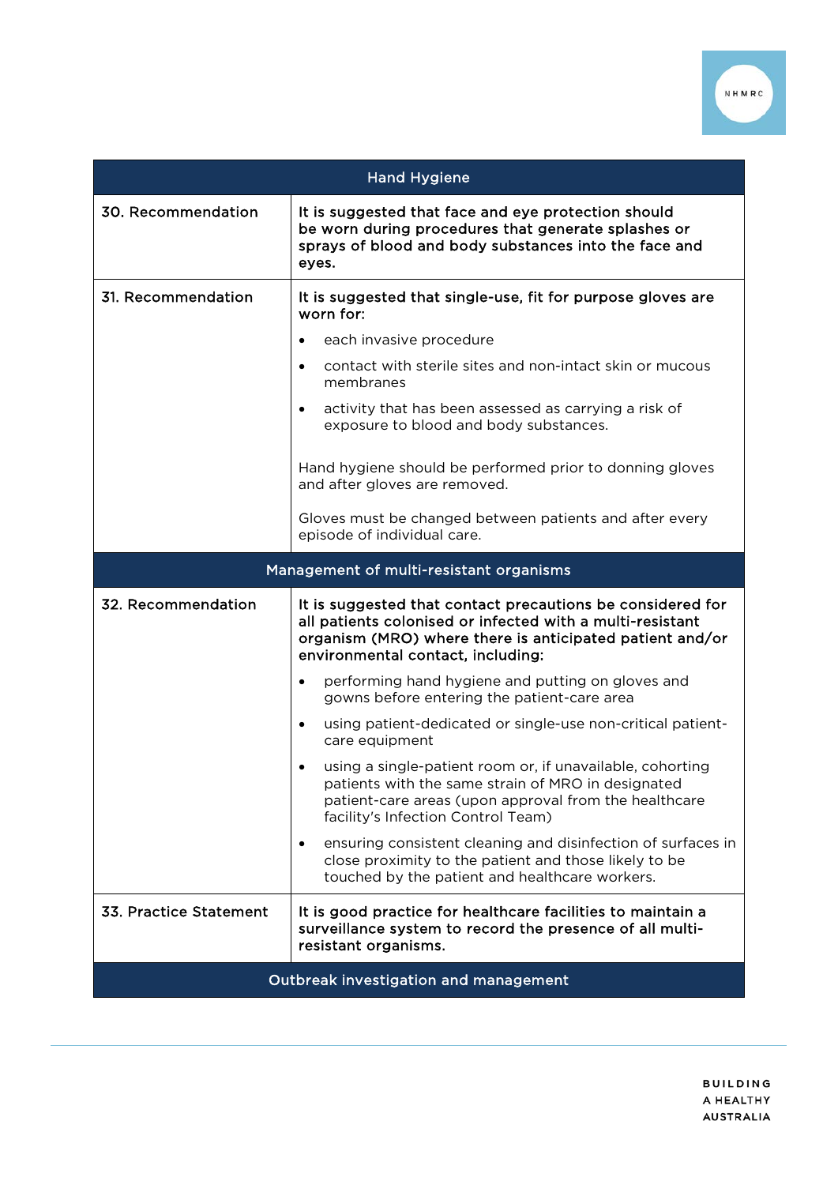| Hand Hygiene | |
|---|---|
| 30. Recommendation | **It is suggested that face and eye protection should be worn during procedures that generate splashes or sprays of blood and body substances into the face and eyes.** |
| 31. Recommendation | **It is suggested that single-use, fit for purpose gloves are worn for:**<br>• each invasive procedure<br>• contact with sterile sites and non-intact skin or mucous membranes<br>• activity that has been assessed as carrying a risk of exposure to blood and body substances.<br><br>Hand hygiene should be performed prior to donning gloves and after gloves are removed.<br><br>Gloves must be changed between patients and after every episode of individual care. |
| **Management of multi-resistant organisms** | |
| 32. Recommendation | **It is suggested that contact precautions be considered for all patients colonised or infected with a multi-resistant organism (MRO) where there is anticipated patient and/or environmental contact, including:**<br>• performing hand hygiene and putting on gloves and gowns before entering the patient-care area<br>• using patient-dedicated or single-use non-critical patient-care equipment<br>• using a single-patient room or, if unavailable, cohorting patients with the same strain of MRO in designated patient-care areas (upon approval from the healthcare facility's Infection Control Team)<br>• ensuring consistent cleaning and disinfection of surfaces in close proximity to the patient and those likely to be touched by the patient and healthcare workers. |
| 33. Practice Statement | **It is good practice for healthcare facilities to maintain a surveillance system to record the presence of all multi-resistant organisms.** |
| **Outbreak investigation and management** | |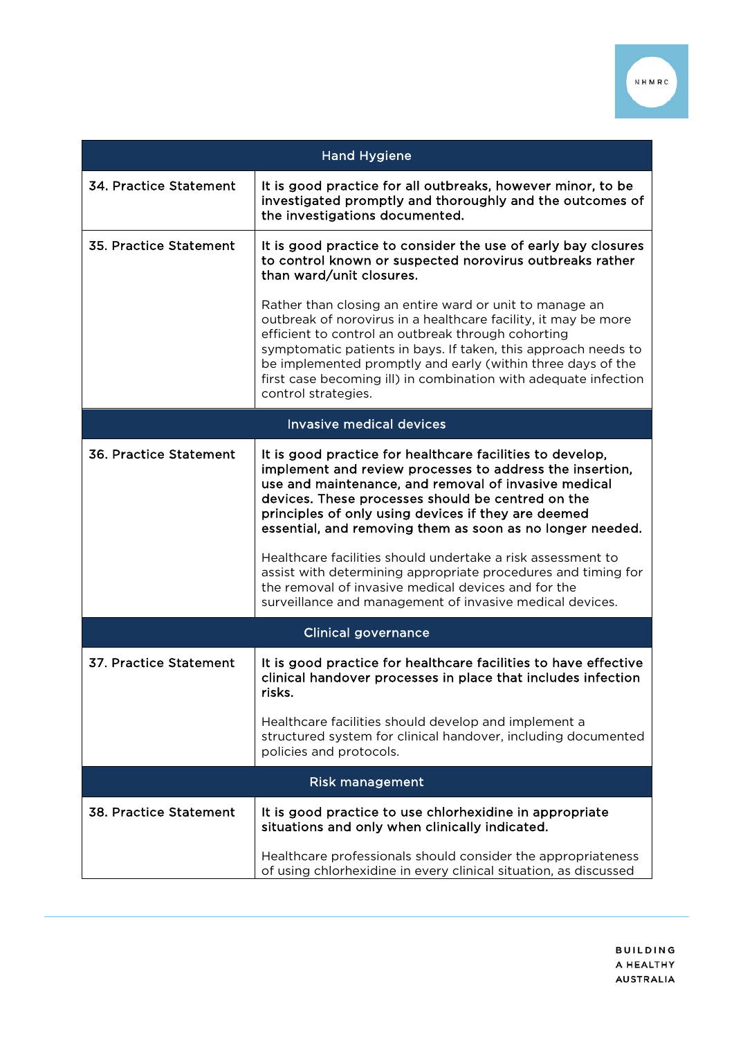| Hand Hygiene | |
|---|---|
| 34. Practice Statement | **It is good practice for all outbreaks, however minor, to be investigated promptly and thoroughly and the outcomes of the investigations documented.** |
| 35. Practice Statement | **It is good practice to consider the use of early bay closures to control known or suspected norovirus outbreaks rather than ward/unit closures.**<br><br>Rather than closing an entire ward or unit to manage an outbreak of norovirus in a healthcare facility, it may be more efficient to control an outbreak through cohorting symptomatic patients in bays. If taken, this approach needs to be implemented promptly and early (within three days of the first case becoming ill) in combination with adequate infection control strategies. |
| **Invasive medical devices** | |
| 36. Practice Statement | **It is good practice for healthcare facilities to develop, implement and review processes to address the insertion, use and maintenance, and removal of invasive medical devices. These processes should be centred on the principles of only using devices if they are deemed essential, and removing them as soon as no longer needed.**<br><br>Healthcare facilities should undertake a risk assessment to assist with determining appropriate procedures and timing for the removal of invasive medical devices and for the surveillance and management of invasive medical devices. |
| **Clinical governance** | |
| 37. Practice Statement | **It is good practice for healthcare facilities to have effective clinical handover processes in place that includes infection risks.**<br><br>Healthcare facilities should develop and implement a structured system for clinical handover, including documented policies and protocols. |
| **Risk management** | |
| 38. Practice Statement | **It is good practice to use chlorhexidine in appropriate situations and only when clinically indicated.**<br><br>Healthcare professionals should consider the appropriateness of using chlorhexidine in every clinical situation, as discussed |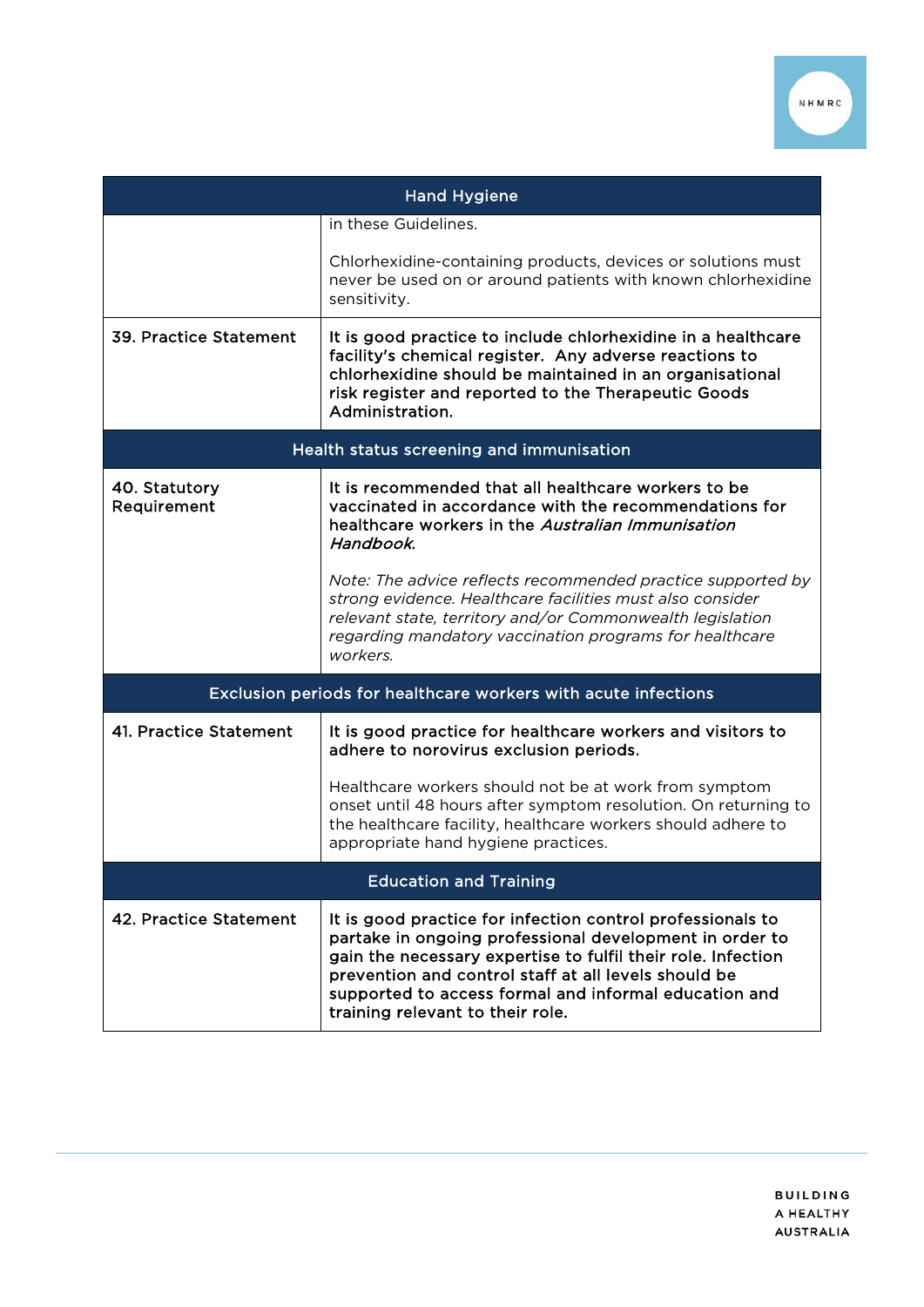| Hand Hygiene | |
|---|---|
| | in these Guidelines.<br><br>Chlorhexidine-containing products, devices or solutions must never be used on or around patients with known chlorhexidine sensitivity. |
| 39. Practice Statement | **It is good practice to include chlorhexidine in a healthcare facility's chemical register. Any adverse reactions to chlorhexidine should be maintained in an organisational risk register and reported to the Therapeutic Goods Administration.** |
| **Health status screening and immunisation** | |
| 40. Statutory Requirement | **It is recommended that all healthcare workers to be vaccinated in accordance with the recommendations for healthcare workers in the *Australian Immunisation Handbook*.**<br><br>*Note: The advice reflects recommended practice supported by strong evidence. Healthcare facilities must also consider relevant state, territory and/or Commonwealth legislation regarding mandatory vaccination programs for healthcare workers.* |
| **Exclusion periods for healthcare workers with acute infections** | |
| 41. Practice Statement | **It is good practice for healthcare workers and visitors to adhere to norovirus exclusion periods.**<br><br>Healthcare workers should not be at work from symptom onset until 48 hours after symptom resolution. On returning to the healthcare facility, healthcare workers should adhere to appropriate hand hygiene practices. |
| **Education and Training** | |
| 42. Practice Statement | **It is good practice for infection control professionals to partake in ongoing professional development in order to gain the necessary expertise to fulfil their role. Infection prevention and control staff at all levels should be supported to access formal and informal education and training relevant to their role.** |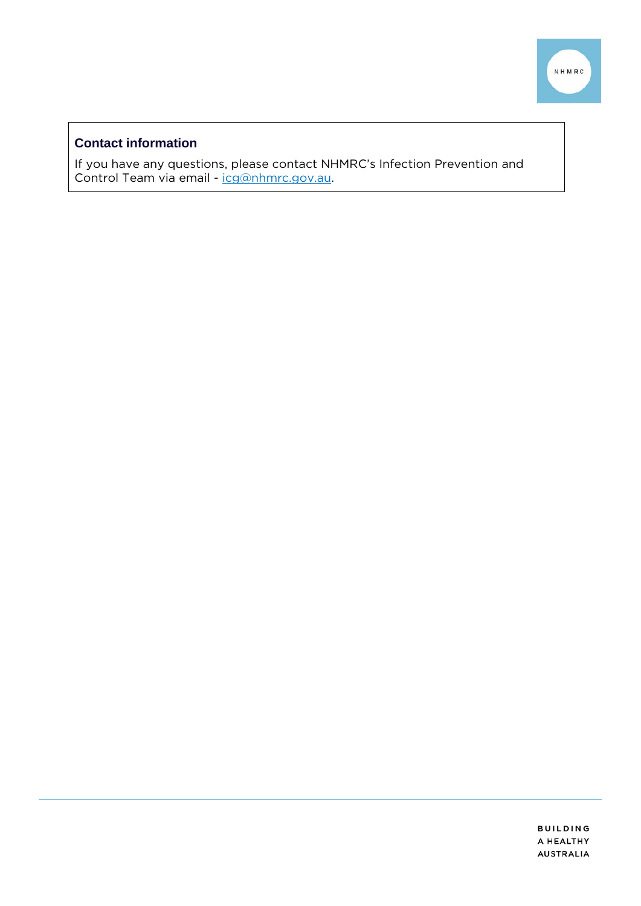## Contact information

If you have any questions, please contact NHMRC's Infection Prevention and Control Team via email - icg@nhmrc.gov.au.